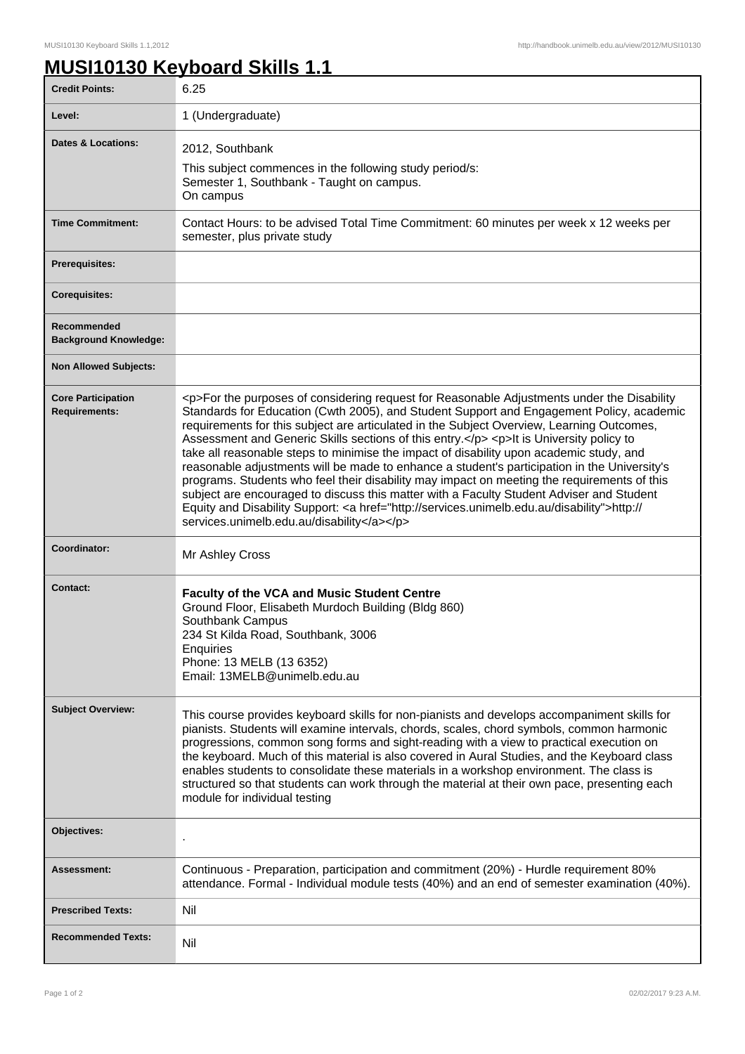# MUSI10130 Keyboard Skills 1.1

| Credit Points: | 6.25 |
|---|---|
| Level: | 1 (Undergraduate) |
| Dates & Locations: | 2012, Southbank<br>This subject commences in the following study period/s:<br>Semester 1, Southbank - Taught on campus.<br>On campus |
| Time Commitment: | Contact Hours: to be advised Total Time Commitment: 60 minutes per week x 12 weeks per semester, plus private study |
| Prerequisites: | |
| Corequisites: | |
| Recommended Background Knowledge: | |
| Non Allowed Subjects: | |
| Core Participation Requirements: | <p>For the purposes of considering request for Reasonable Adjustments under the Disability Standards for Education (Cwth 2005), and Student Support and Engagement Policy, academic requirements for this subject are articulated in the Subject Overview, Learning Outcomes, Assessment and Generic Skills sections of this entry.</p> <p>It is University policy to take all reasonable steps to minimise the impact of disability upon academic study, and reasonable adjustments will be made to enhance a student's participation in the University's programs. Students who feel their disability may impact on meeting the requirements of this subject are encouraged to discuss this matter with a Faculty Student Adviser and Student Equity and Disability Support: <a href="http://services.unimelb.edu.au/disability">http://services.unimelb.edu.au/disability</a></p> |
| Coordinator: | Mr Ashley Cross |
| Contact: | **Faculty of the VCA and Music Student Centre**<br>Ground Floor, Elisabeth Murdoch Building (Bldg 860)<br>Southbank Campus<br>234 St Kilda Road, Southbank, 3006<br>Enquiries<br>Phone: 13 MELB (13 6352)<br>Email: 13MELB@unimelb.edu.au |
| Subject Overview: | This course provides keyboard skills for non-pianists and develops accompaniment skills for pianists. Students will examine intervals, chords, scales, chord symbols, common harmonic progressions, common song forms and sight-reading with a view to practical execution on the keyboard. Much of this material is also covered in Aural Studies, and the Keyboard class enables students to consolidate these materials in a workshop environment. The class is structured so that students can work through the material at their own pace, presenting each module for individual testing |
| Objectives: | . |
| Assessment: | Continuous - Preparation, participation and commitment (20%) - Hurdle requirement 80% attendance. Formal - Individual module tests (40%) and an end of semester examination (40%). |
| Prescribed Texts: | Nil |
| Recommended Texts: | Nil |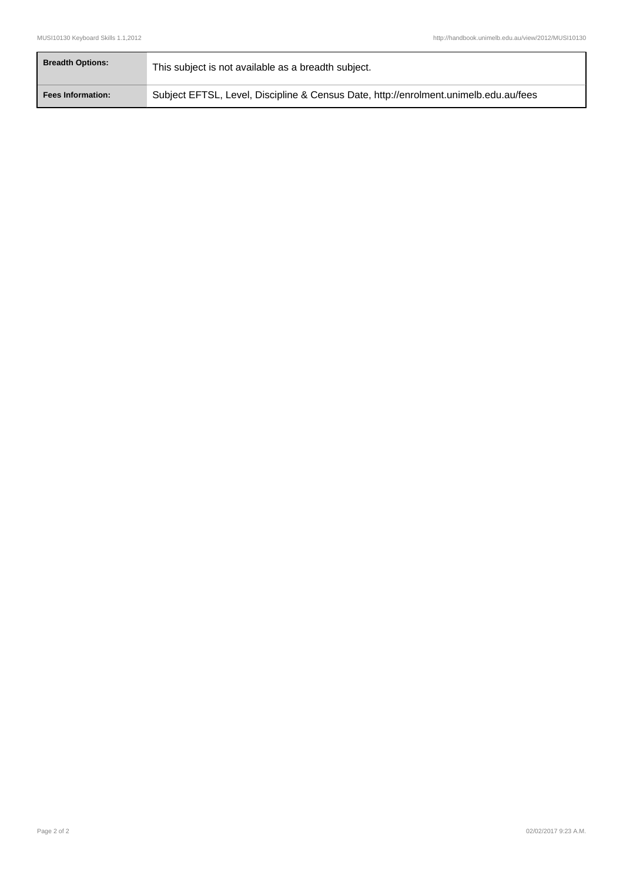| | |
|---|---|
| **Breadth Options:** | This subject is not available as a breadth subject. |
| **Fees Information:** | Subject EFTSL, Level, Discipline & Census Date, http://enrolment.unimelb.edu.au/fees |